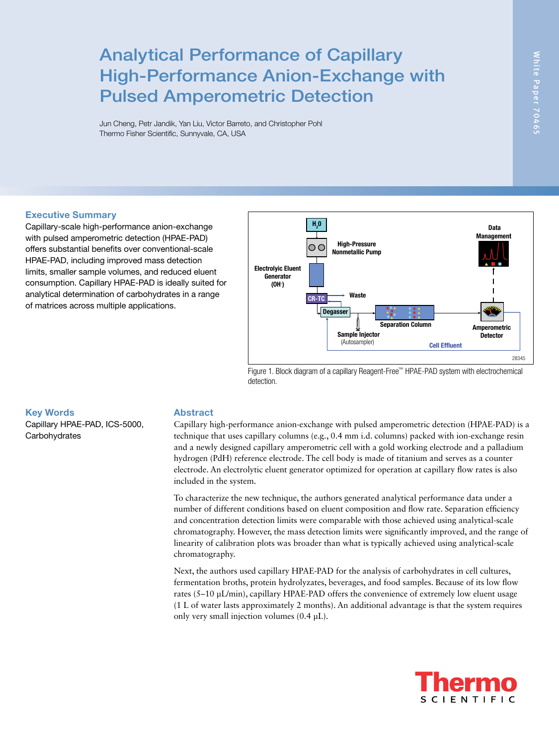# Analytical Performance of Capillary High-Performance Anion-Exchange with Pulsed Amperometric Detection

Jun Cheng, Petr Jandik, Yan Liu, Victor Barreto, and Christopher Pohl
Thermo Fisher Scientific, Sunnyvale, CA, USA

White Paper 70465

## Executive Summary

Capillary-scale high-performance anion-exchange with pulsed amperometric detection (HPAE-PAD) offers substantial benefits over conventional-scale HPAE-PAD, including improved mass detection limits, smaller sample volumes, and reduced eluent consumption. Capillary HPAE-PAD is ideally suited for analytical determination of carbohydrates in a range of matrices across multiple applications.

Figure 1. Block diagram of a capillary Reagent-Free™ HPAE-PAD system with electrochemical detection.

## Key Words

Capillary HPAE-PAD, ICS-5000, Carbohydrates

## Abstract

Capillary high-performance anion-exchange with pulsed amperometric detection (HPAE-PAD) is a technique that uses capillary columns (e.g., 0.4 mm i.d. columns) packed with ion-exchange resin and a newly designed capillary amperometric cell with a gold working electrode and a palladium hydrogen (PdH) reference electrode. The cell body is made of titanium and serves as a counter electrode. An electrolytic eluent generator optimized for operation at capillary flow rates is also included in the system.

To characterize the new technique, the authors generated analytical performance data under a number of different conditions based on eluent composition and flow rate. Separation efficiency and concentration detection limits were comparable with those achieved using analytical-scale chromatography. However, the mass detection limits were significantly improved, and the range of linearity of calibration plots was broader than what is typically achieved using analytical-scale chromatography.

Next, the authors used capillary HPAE-PAD for the analysis of carbohydrates in cell cultures, fermentation broths, protein hydrolyzates, beverages, and food samples. Because of its low flow rates (5–10 µL/min), capillary HPAE-PAD offers the convenience of extremely low eluent usage (1 L of water lasts approximately 2 months). An additional advantage is that the system requires only very small injection volumes (0.4 µL).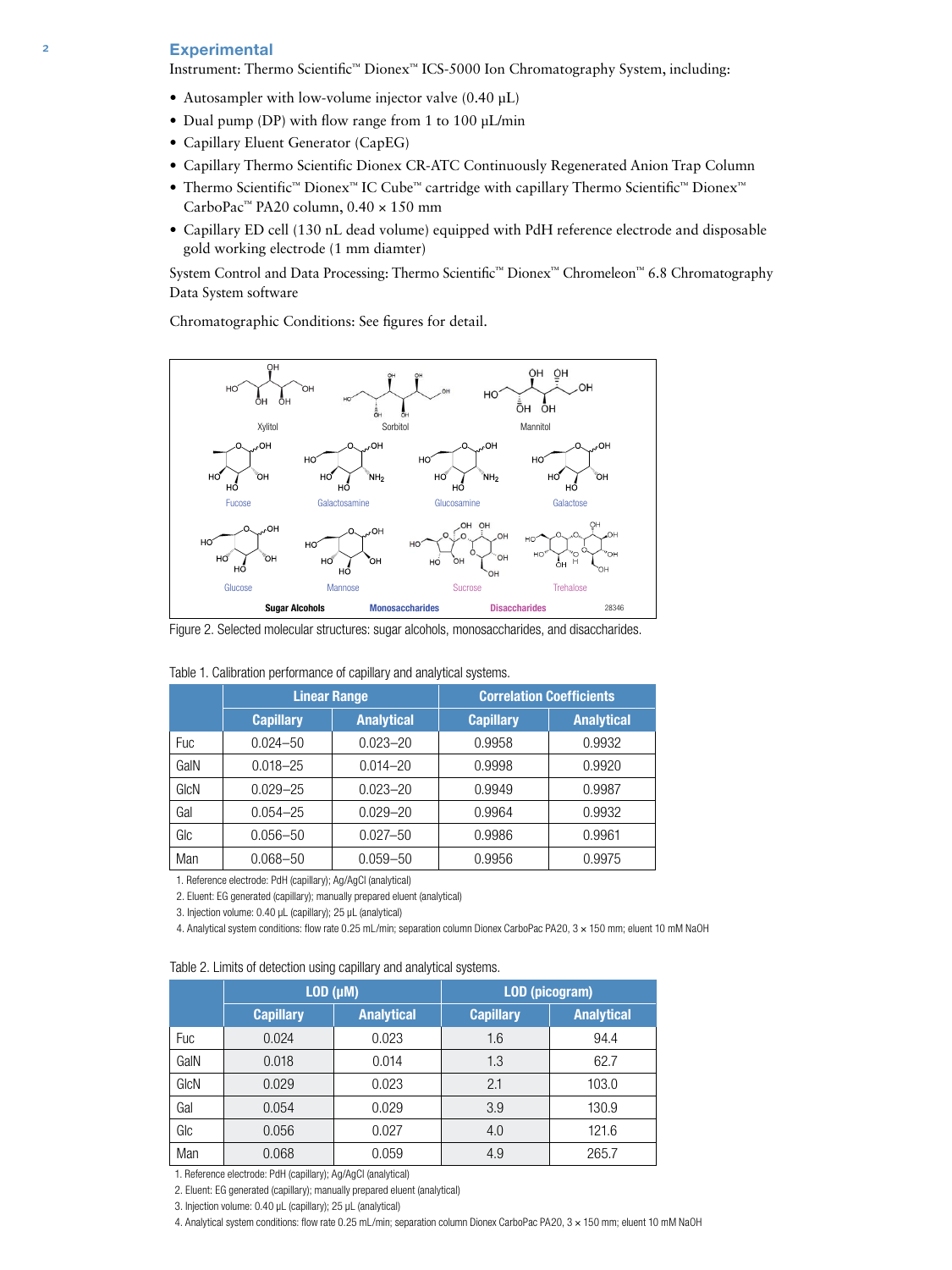## Experimental

Instrument: Thermo Scientific™ Dionex™ ICS-5000 Ion Chromatography System, including:

- Autosampler with low-volume injector valve (0.40 µL)
- Dual pump (DP) with flow range from 1 to 100 µL/min
- Capillary Eluent Generator (CapEG)
- Capillary Thermo Scientific Dionex CR-ATC Continuously Regenerated Anion Trap Column
- Thermo Scientific™ Dionex™ IC Cube™ cartridge with capillary Thermo Scientific™ Dionex™ CarboPac™ PA20 column, 0.40 × 150 mm
- Capillary ED cell (130 nL dead volume) equipped with PdH reference electrode and disposable gold working electrode (1 mm diamter)

System Control and Data Processing: Thermo Scientific™ Dionex™ Chromeleon™ 6.8 Chromatography Data System software

Chromatographic Conditions: See figures for detail.

Figure 2. Selected molecular structures: sugar alcohols, monosaccharides, and disaccharides.

Table 1. Calibration performance of capillary and analytical systems.

| | Linear Range | | Correlation Coefficients | |
|---|---|---|---|---|
| | Capillary | Analytical | Capillary | Analytical |
| Fuc | 0.024–50 | 0.023–20 | 0.9958 | 0.9932 |
| GalN | 0.018–25 | 0.014–20 | 0.9998 | 0.9920 |
| GlcN | 0.029–25 | 0.023–20 | 0.9949 | 0.9987 |
| Gal | 0.054–25 | 0.029–20 | 0.9964 | 0.9932 |
| Glc | 0.056–50 | 0.027–50 | 0.9986 | 0.9961 |
| Man | 0.068–50 | 0.059–50 | 0.9956 | 0.9975 |

1. Reference electrode: PdH (capillary); Ag/AgCl (analytical)
2. Eluent: EG generated (capillary); manually prepared eluent (analytical)
3. Injection volume: 0.40 µL (capillary); 25 µL (analytical)
4. Analytical system conditions: flow rate 0.25 mL/min; separation column Dionex CarboPac PA20, 3 × 150 mm; eluent 10 mM NaOH

Table 2. Limits of detection using capillary and analytical systems.

| | LOD (µM) | | LOD (picogram) | |
|---|---|---|---|---|
| | Capillary | Analytical | Capillary | Analytical |
| Fuc | 0.024 | 0.023 | 1.6 | 94.4 |
| GalN | 0.018 | 0.014 | 1.3 | 62.7 |
| GlcN | 0.029 | 0.023 | 2.1 | 103.0 |
| Gal | 0.054 | 0.029 | 3.9 | 130.9 |
| Glc | 0.056 | 0.027 | 4.0 | 121.6 |
| Man | 0.068 | 0.059 | 4.9 | 265.7 |

1. Reference electrode: PdH (capillary); Ag/AgCl (analytical)
2. Eluent: EG generated (capillary); manually prepared eluent (analytical)
3. Injection volume: 0.40 µL (capillary); 25 µL (analytical)
4. Analytical system conditions: flow rate 0.25 mL/min; separation column Dionex CarboPac PA20, 3 × 150 mm; eluent 10 mM NaOH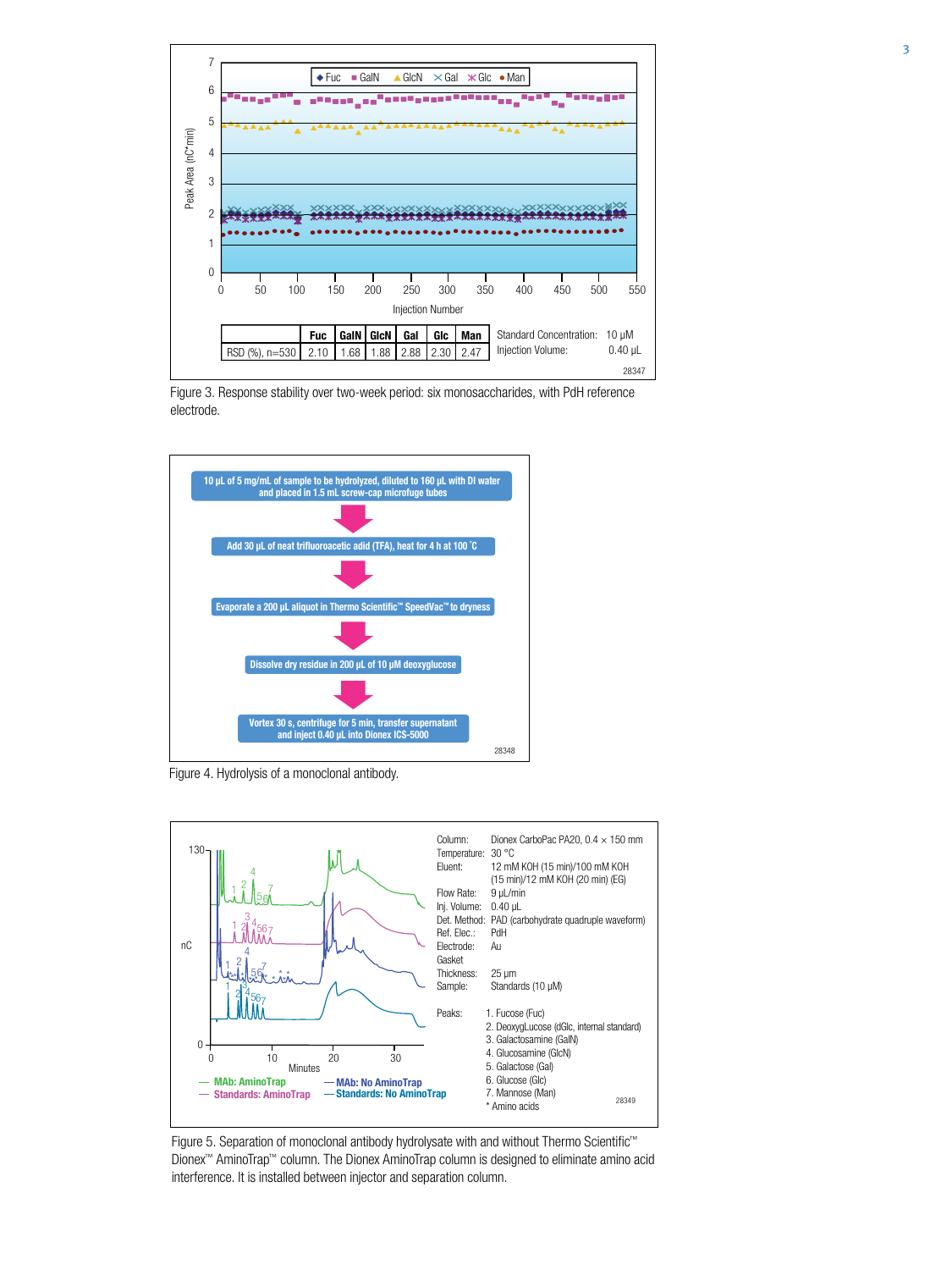| | Fuc | GalN | GlcN | Gal | Glc | Man |
|---|---|---|---|---|---|---|
| RSD (%), n=530 | 2.10 | 1.68 | 1.88 | 2.88 | 2.30 | 2.47 |

Standard Concentration: 10 µM
Injection Volume: 0.40 µL

Figure 3. Response stability over two-week period: six monosaccharides, with PdH reference electrode.

10 µL of 5 mg/mL of sample to be hydrolyzed, diluted to 160 µL with DI water and placed in 1.5 mL screw-cap microfuge tubes

Add 30 µL of neat trifluoroacetic adid (TFA), heat for 4 h at 100 °C

Evaporate a 200 µL aliquot in Thermo Scientific™ SpeedVac™ to dryness

Dissolve dry residue in 200 µL of 10 µM deoxyglucose

Vortex 30 s, centrifuge for 5 min, transfer supernatant and inject 0.40 µL into Dionex ICS-5000

Figure 4. Hydrolysis of a monoclonal antibody.

Column: Dionex CarboPac PA20, 0.4 × 150 mm
Temperature: 30 °C
Eluent: 12 mM KOH (15 min)/100 mM KOH (15 min)/12 mM KOH (20 min) (EG)
Flow Rate: 9 µL/min
Inj. Volume: 0.40 µL
Det. Method: PAD (carbohydrate quadruple waveform)
Ref. Elec.: PdH
Electrode: Au
Gasket Thickness: 25 µm
Sample: Standards (10 µM)

Peaks:
1. Fucose (Fuc)
2. DeoxygLucose (dGlc, internal standard)
3. Galactosamine (GalN)
4. Glucosamine (GlcN)
5. Galactose (Gal)
6. Glucose (Glc)
7. Mannose (Man)
\* Amino acids

Figure 5. Separation of monoclonal antibody hydrolysate with and without Thermo Scientific™ Dionex™ AminoTrap™ column. The Dionex AminoTrap column is designed to eliminate amino acid interference. It is installed between injector and separation column.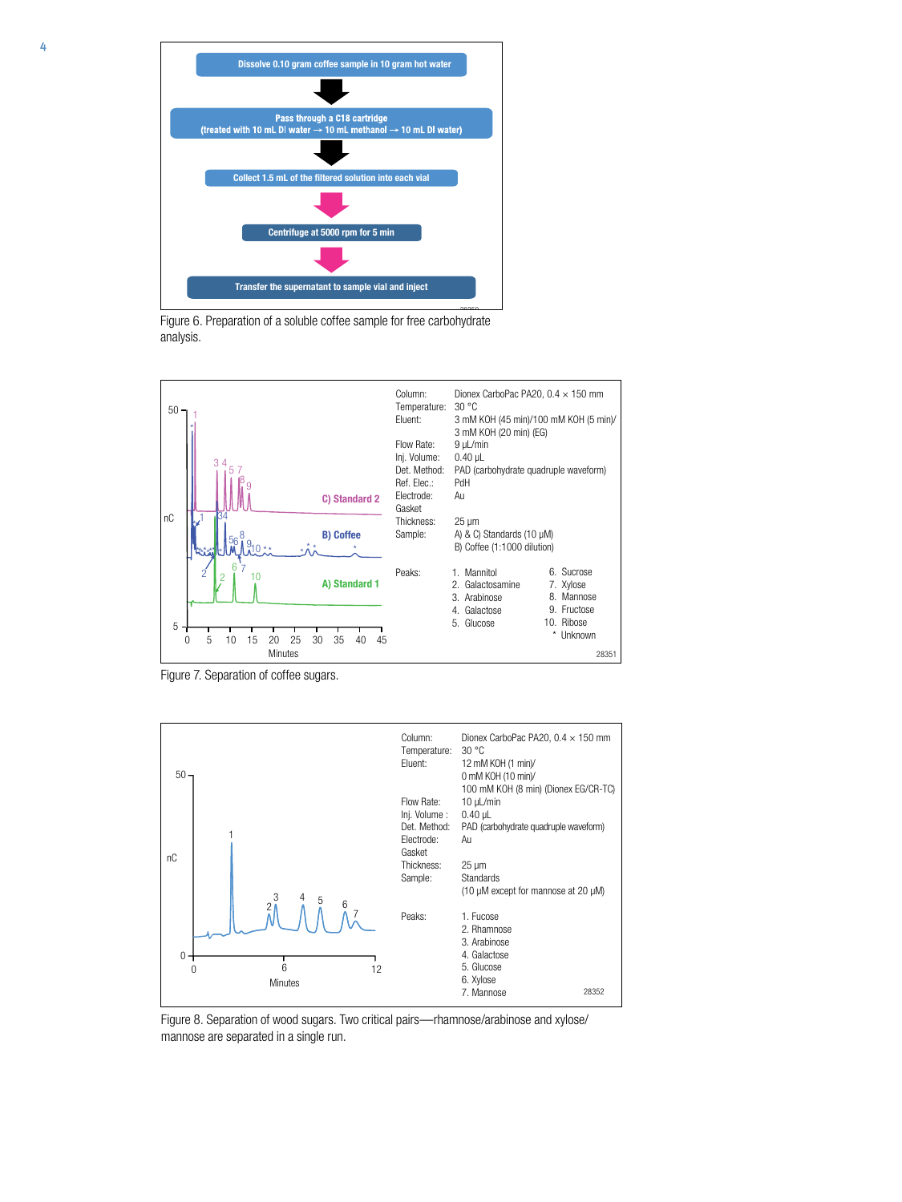Dissolve 0.10 gram coffee sample in 10 gram hot water

Pass through a C18 cartridge
(treated with 10 mL DI water → 10 mL methanol → 10 mL DI water)

Collect 1.5 mL of the filtered solution into each vial

Centrifuge at 5000 rpm for 5 min

Transfer the supernatant to sample vial and inject

Figure 6. Preparation of a soluble coffee sample for free carbohydrate analysis.

Column: Dionex CarboPac PA20, 0.4 × 150 mm
Temperature: 30 °C
Eluent: 3 mM KOH (45 min)/100 mM KOH (5 min)/ 3 mM KOH (20 min) (EG)
Flow Rate: 9 µL/min
Inj. Volume: 0.40 µL
Det. Method: PAD (carbohydrate quadruple waveform)
Ref. Elec.: PdH
Electrode: Au
Gasket Thickness: 25 µm
Sample: A) & C) Standards (10 µM)
B) Coffee (1:1000 dilution)

Peaks:
1. Mannitol
2. Galactosamine
3. Arabinose
4. Galactose
5. Glucose
6. Sucrose
7. Xylose
8. Mannose
9. Fructose
10. Ribose
* Unknown

Figure 7. Separation of coffee sugars.

Column: Dionex CarboPac PA20, 0.4 × 150 mm
Temperature: 30 °C
Eluent: 12 mM KOH (1 min)/ 0 mM KOH (10 min)/ 100 mM KOH (8 min) (Dionex EG/CR-TC)
Flow Rate: 10 µL/min
Inj. Volume : 0.40 µL
Det. Method: PAD (carbohydrate quadruple waveform)
Electrode: Au
Gasket Thickness: 25 µm
Sample: Standards
(10 µM except for mannose at 20 µM)

Peaks:
1. Fucose
2. Rhamnose
3. Arabinose
4. Galactose
5. Glucose
6. Xylose
7. Mannose

Figure 8. Separation of wood sugars. Two critical pairs—rhamnose/arabinose and xylose/mannose are separated in a single run.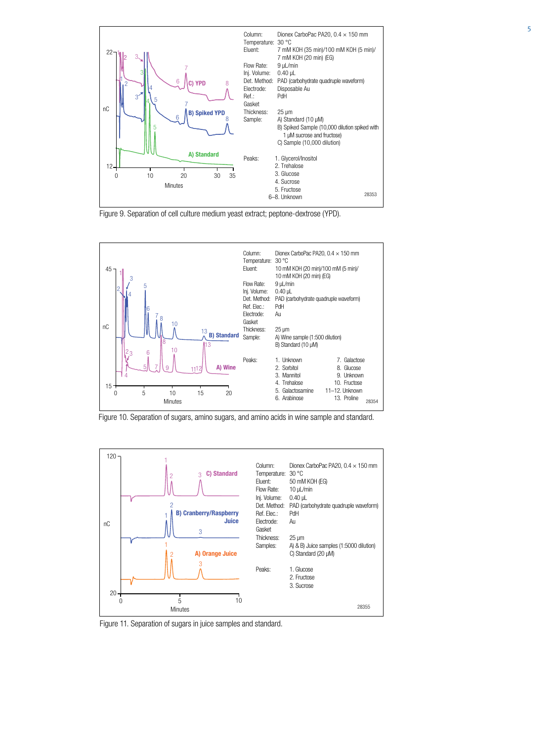Column: Dionex CarboPac PA20, 0.4 × 150 mm
Temperature: 30 °C
Eluent: 7 mM KOH (35 min)/100 mM KOH (5 min)/ 7 mM KOH (20 min) (EG)
Flow Rate: 9 µL/min
Inj. Volume: 0.40 µL
Det. Method: PAD (carbohydrate quadruple waveform)
Electrode: Disposable Au
Ref.: PdH
Gasket Thickness: 25 µm
Sample: A) Standard (10 µM)
B) Spiked Sample (10,000 dilution spiked with 1 µM sucrose and fructose)
C) Sample (10,000 dilution)

Peaks:
1. Glycerol/Inositol
2. Trehalose
3. Glucose
4. Sucrose
5. Fructose
6–8. Unknown

Figure 9. Separation of cell culture medium yeast extract; peptone-dextrose (YPD).

Column: Dionex CarboPac PA20, 0.4 × 150 mm
Temperature: 30 °C
Eluent: 10 mM KOH (20 min)/100 mM (5 min)/ 10 mM KOH (20 min) (EG)
Flow Rate: 9 µL/min
Inj. Volume: 0.40 µL
Det. Method: PAD (carbohydrate quadruple waveform)
Ref. Elec.: PdH
Electrode: Au
Gasket Thickness: 25 µm
Sample: A) Wine sample (1:500 dilution)
B) Standard (10 µM)

Peaks:
1. Unknown
2. Sorbitol
3. Mannitol
4. Trehalose
5. Galactosamine
6. Arabinose
7. Galactose
8. Glucose
9. Unknown
10. Fructose
11–12. Unknown
13. Proline

Figure 10. Separation of sugars, amino sugars, and amino acids in wine sample and standard.

Column: Dionex CarboPac PA20, 0.4 × 150 mm
Temperature: 30 °C
Eluent: 50 mM KOH (EG)
Flow Rate: 10 µL/min
Inj. Volume: 0.40 µL
Det. Method: PAD (carbohydrate quadruple waveform)
Ref. Elec.: PdH
Electrode: Au
Gasket Thickness: 25 µm
Samples: A) & B) Juice samples (1:5000 dilution)
C) Standard (20 µM)

Peaks:
1. Glucose
2. Fructose
3. Sucrose

Figure 11. Separation of sugars in juice samples and standard.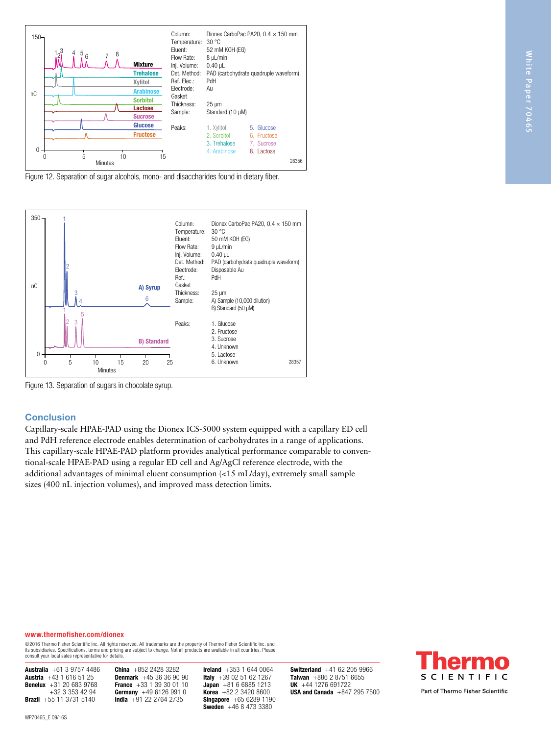150
nC
0
0 5 10 15
Minutes

1 2 3 4 5 6 7 8

Mixture
Trehalose
Xylitol
Arabinose
Sorbitol
Lactose
Sucrose
Glucose
Fructose

Column: Dionex CarboPac PA20, 0.4 × 150 mm
Temperature: 30 °C
Eluent: 52 mM KOH (EG)
Flow Rate: 8 µL/min
Inj. Volume: 0.40 µL
Det. Method: PAD (carbohydrate quadruple waveform)
Ref. Elec.: PdH
Electrode: Au
Gasket Thickness: 25 µm
Sample: Standard (10 µM)

Peaks:
1. Xylitol
2. Sorbitol
3. Trehalose
4. Arabinose
5. Glucose
6. Fructose
7. Sucrose
8. Lactose

28356

Figure 12. Separation of sugar alcohols, mono- and disaccharides found in dietary fiber.

350
nC
0
0 5 10 15 20 25
Minutes

A) Syrup
B) Standard

Column: Dionex CarboPac PA20, 0.4 × 150 mm
Temperature: 30 °C
Eluent: 50 mM KOH (EG)
Flow Rate: 9 µL/min
Inj. Volume: 0.40 µL
Det. Method: PAD (carbohydrate quadruple waveform)
Electrode: Disposable Au
Ref.: PdH
Gasket Thickness: 25 µm
Sample: A) Sample (10,000 dilution)
B) Standard (50 µM)

Peaks:
1. Glucose
2. Fructose
3. Sucrose
4. Unknown
5. Lactose
6. Unknown

28357

Figure 13. Separation of sugars in chocolate syrup.

## Conclusion

Capillary-scale HPAE-PAD using the Dionex ICS-5000 system equipped with a capillary ED cell and PdH reference electrode enables determination of carbohydrates in a range of applications. This capillary-scale HPAE-PAD platform provides analytical performance comparable to conventional-scale HPAE-PAD using a regular ED cell and Ag/AgCl reference electrode, with the additional advantages of minimal eluent consumption (<15 mL/day), extremely small sample sizes (400 nL injection volumes), and improved mass detection limits.

**www.thermofisher.com/dionex**

©2016 Thermo Fisher Scientific Inc. All rights reserved. All trademarks are the property of Thermo Fisher Scientific Inc. and its subsidiaries. Specifications, terms and pricing are subject to change. Not all products are available in all countries. Please consult your local sales representative for details.

**Australia** +61 3 9757 4486
**Austria** +43 1 616 51 25
**Benelux** +31 20 683 9768
+32 3 353 42 94
**Brazil** +55 11 3731 5140
**China** +852 2428 3282
**Denmark** +45 36 36 90 90
**France** +33 1 39 30 01 10
**Germany** +49 6126 991 0
**India** +91 22 2764 2735
**Ireland** +353 1 644 0064
**Italy** +39 02 51 62 1267
**Japan** +81 6 6885 1213
**Korea** +82 2 3420 8600
**Singapore** +65 6289 1190
**Sweden** +46 8 473 3380
**Switzerland** +41 62 205 9966
**Taiwan** +886 2 8751 6655
**UK** +44 1276 691722
**USA and Canada** +847 295 7500

Thermo SCIENTIFIC
Part of Thermo Fisher Scientific

WP70465_E 09/16S